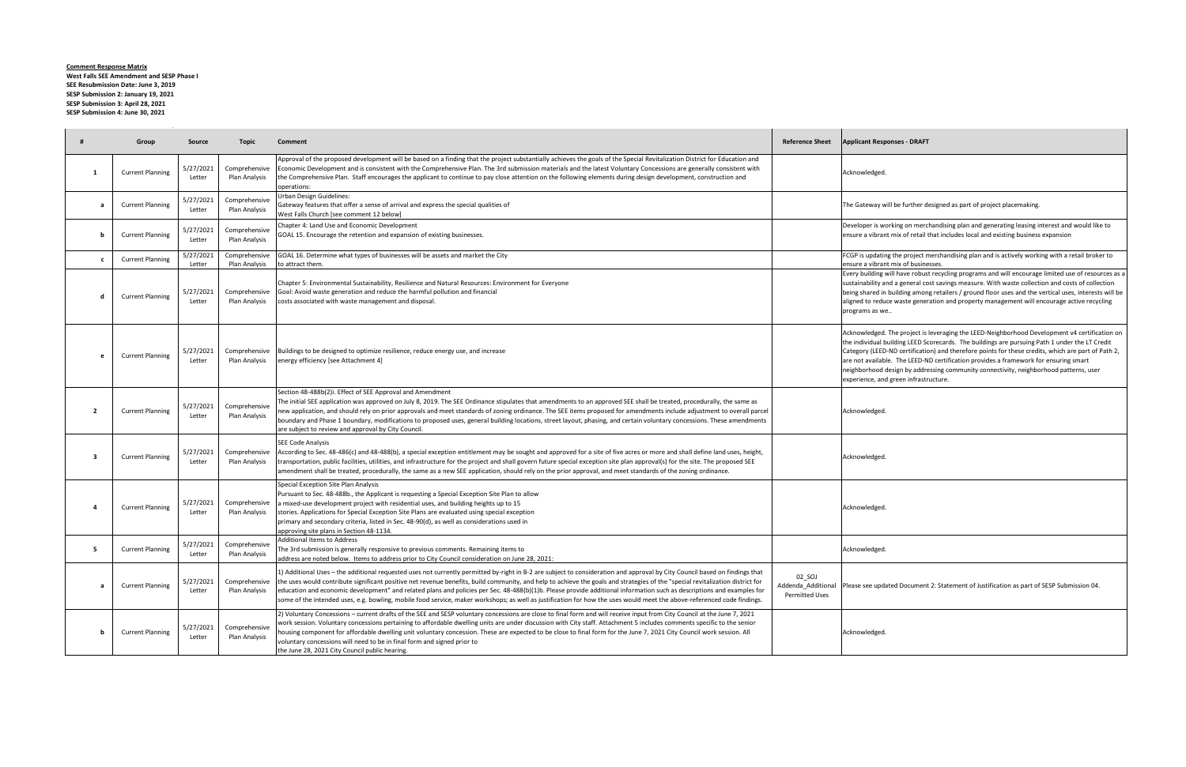**Comment Response Matrix**
**West Falls SEE Amendment and SESP Phase I**
**SEE Resubmission Date: June 3, 2019**
**SESP Submission 2: January 19, 2021**
**SESP Submission 3: April 28, 2021**
**SESP Submission 4: June 30, 2021**

| # | Group | Source | Topic | Comment | Reference Sheet | Applicant Responses - DRAFT |
|---|---|---|---|---|---|---|
| 1 | Current Planning | 5/27/2021 Letter | Comprehensive Plan Analysis | Approval of the proposed development will be based on a finding that the project substantially achieves the goals of the Special Revitalization District for Education and Economic Development and is consistent with the Comprehensive Plan. The 3rd submission materials and the latest Voluntary Concessions are generally consistent with the Comprehensive Plan. Staff encourages the applicant to continue to pay close attention on the following elements during design development, construction and operations: | | Acknowledged. |
| a | Current Planning | 5/27/2021 Letter | Comprehensive Plan Analysis | Urban Design Guidelines: Gateway features that offer a sense of arrival and express the special qualities of West Falls Church [see comment 12 below] | | The Gateway will be further designed as part of project placemaking. |
| b | Current Planning | 5/27/2021 Letter | Comprehensive Plan Analysis | Chapter 4: Land Use and Economic Development GOAL 15. Encourage the retention and expansion of existing businesses. | | Developer is working on merchandising plan and generating leasing interest and would like to ensure a vibrant mix of retail that includes local and existing business expansion |
| c | Current Planning | 5/27/2021 Letter | Comprehensive Plan Analysis | GOAL 16. Determine what types of businesses will be assets and market the City to attract them. | | FCGP is updating the project merchandising plan and is actively working with a retail broker to ensure a vibrant mix of businesses. |
| d | Current Planning | 5/27/2021 Letter | Comprehensive Plan Analysis | Chapter 5: Environmental Sustainability, Resilience and Natural Resources: Environment for Everyone Goal: Avoid waste generation and reduce the harmful pollution and financial costs associated with waste management and disposal. | | Every building will have robust recycling programs and will encourage limited use of resources as a sustainability and a general cost savings measure. With waste collection and costs of collection being shared in building among retailers / ground floor uses and the vertical uses, interests will be aligned to reduce waste generation and property management will encourage active recycling programs as we.. |
| e | Current Planning | 5/27/2021 Letter | Comprehensive Plan Analysis | Buildings to be designed to optimize resilience, reduce energy use, and increase energy efficiency [see Attachment 4] | | Acknowledged. The project is leveraging the LEED-Neighborhood Development v4 certification on the individual building LEED Scorecards. The buildings are pursuing Path 1 under the LT Credit Category (LEED-ND certification) and therefore points for these credits, which are part of Path 2, are not available. The LEED-ND certification provides a framework for ensuring smart neighborhood design by addressing community connectivity, neighborhood patterns, user experience, and green infrastructure. |
| 2 | Current Planning | 5/27/2021 Letter | Comprehensive Plan Analysis | Section 48-488b(2)i. Effect of SEE Approval and Amendment The initial SEE application was approved on July 8, 2019. The SEE Ordinance stipulates that amendments to an approved SEE shall be treated, procedurally, the same as new application, and should rely on prior approvals and meet standards of zoning ordinance. The SEE items proposed for amendments include adjustment to overall parcel boundary and Phase 1 boundary, modifications to proposed uses, general building locations, street layout, phasing, and certain voluntary concessions. These amendments are subject to review and approval by City Council. | | Acknowledged. |
| 3 | Current Planning | 5/27/2021 Letter | Comprehensive Plan Analysis | SEE Code Analysis According to Sec. 48-486(c) and 48-488(b), a special exception entitlement may be sought and approved for a site of five acres or more and shall define land uses, height, transportation, public facilities, utilities, and infrastructure for the project and shall govern future special exception site plan approval(s) for the site. The proposed SEE amendment shall be treated, procedurally, the same as a new SEE application, should rely on the prior approval, and meet standards of the zoning ordinance. | | Acknowledged. |
| 4 | Current Planning | 5/27/2021 Letter | Comprehensive Plan Analysis | Special Exception Site Plan Analysis Pursuant to Sec. 48-488b., the Applicant is requesting a Special Exception Site Plan to allow a mixed-use development project with residential uses, and building heights up to 15 stories. Applications for Special Exception Site Plans are evaluated using special exception primary and secondary criteria, listed in Sec. 48-90(d), as well as considerations used in approving site plans in Section 48-1134. | | Acknowledged. |
| 5 | Current Planning | 5/27/2021 Letter | Comprehensive Plan Analysis | Additional Items to Address The 3rd submission is generally responsive to previous comments. Remaining items to address are noted below. Items to address prior to City Council consideration on June 28, 2021: | | Acknowledged. |
| a | Current Planning | 5/27/2021 Letter | Comprehensive Plan Analysis | 1) Additional Uses – the additional requested uses not currently permitted by-right in B-2 are subject to consideration and approval by City Council based on findings that the uses would contribute significant positive net revenue benefits, build community, and help to achieve the goals and strategies of the "special revitalization district for education and economic development" and related plans and policies per Sec. 48-488(b)(1)b. Please provide additional information such as descriptions and examples for some of the intended uses, e.g. bowling, mobile food service, maker workshops; as well as justification for how the uses would meet the above-referenced code findings. | 02_SOJ Addenda_Additional Permitted Uses | Please see updated Document 2: Statement of Justification as part of SESP Submission 04. |
| b | Current Planning | 5/27/2021 Letter | Comprehensive Plan Analysis | 2) Voluntary Concessions – current drafts of the SEE and SESP voluntary concessions are close to final form and will receive input from City Council at the June 7, 2021 work session. Voluntary concessions pertaining to affordable dwelling units are under discussion with City staff. Attachment 5 includes comments specific to the senior housing component for affordable dwelling unit voluntary concession. These are expected to be close to final form for the June 7, 2021 City Council work session. All voluntary concessions will need to be in final form and signed prior to the June 28, 2021 City Council public hearing. | | Acknowledged. |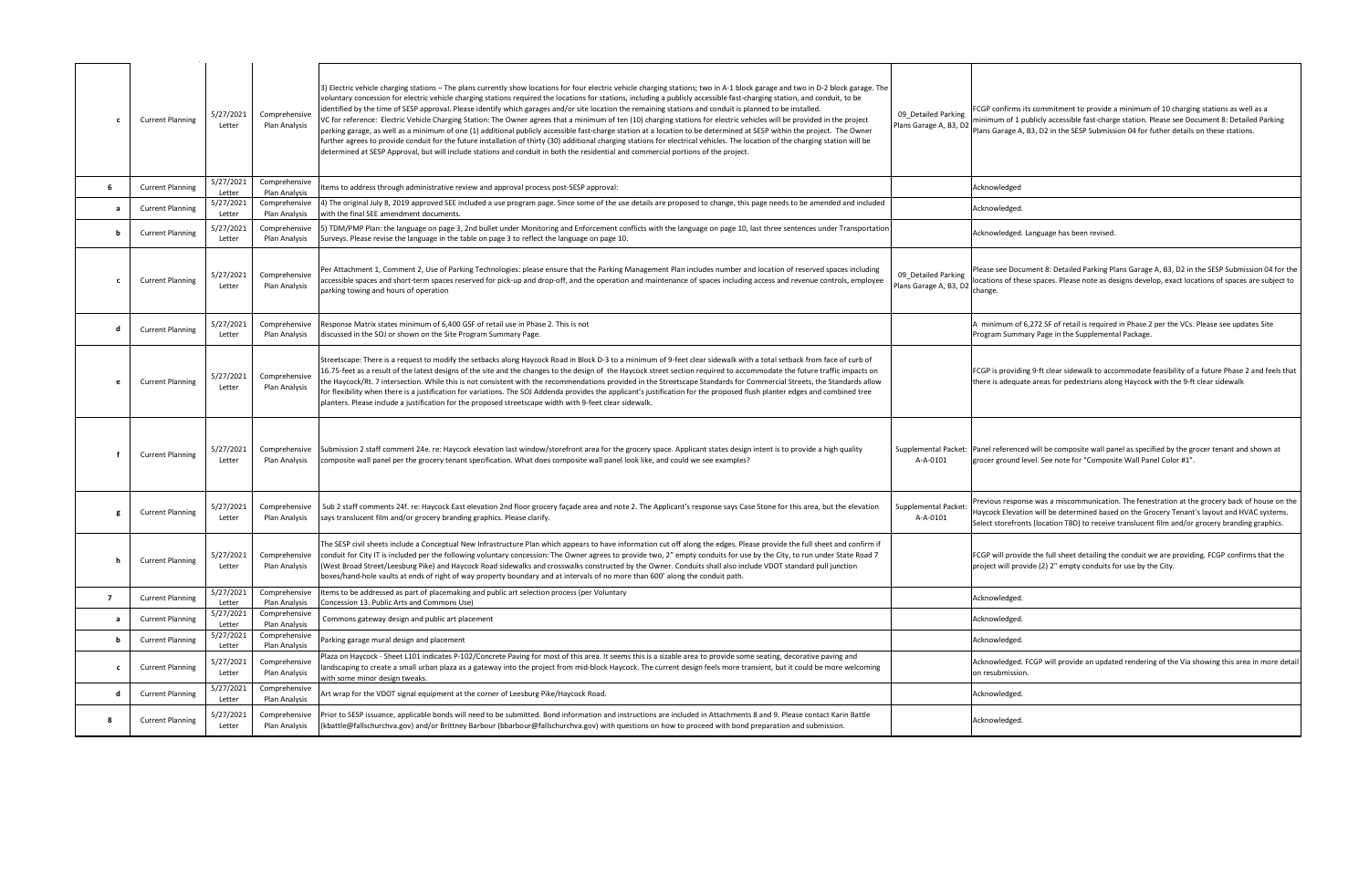| c | Current Planning | 5/27/2021 Letter | Comprehensive Plan Analysis | 3) Electric vehicle charging stations – The plans currently show locations for four electric vehicle charging stations; two in A-1 block garage and two in D-2 block garage. The voluntary concession for electric vehicle charging stations required the locations for stations, including a publicly accessible fast-charging station, and conduit, to be identified by the time of SESP approval. Please identify which garages and/or site location the remaining stations and conduit is planned to be installed. VC for reference: Electric Vehicle Charging Station: The Owner agrees that a minimum of ten (10) charging stations for electric vehicles will be provided in the project parking garage, as well as a minimum of one (1) additional publicly accessible fast-charge station at a location to be determined at SESP within the project. The Owner further agrees to provide conduit for the future installation of thirty (30) additional charging stations for electrical vehicles. The location of the charging station will be determined at SESP Approval, but will include stations and conduit in both the residential and commercial portions of the project. | 09_Detailed Parking Plans Garage A, B3, D2 | FCGP confirms its commitment to provide a minimum of 10 charging stations as well as a minimum of 1 publicly accessible fast-charge station. Please see Document 8: Detailed Parking Plans Garage A, B3, D2 in the SESP Submission 04 for futher details on these stations. |
|---|---|---|---|---|---|---|
| 6 | Current Planning | 5/27/2021 Letter | Comprehensive Plan Analysis | Items to address through administrative review and approval process post-SESP approval: | | Acknowledged |
| a | Current Planning | 5/27/2021 Letter | Comprehensive Plan Analysis | 4) The original July 8, 2019 approved SEE included a use program page. Since some of the use details are proposed to change, this page needs to be amended and included with the final SEE amendment documents. | | Acknowledged. |
| b | Current Planning | 5/27/2021 Letter | Comprehensive Plan Analysis | 5) TDM/PMP Plan: the language on page 3, 2nd bullet under Monitoring and Enforcement conflicts with the language on page 10, last three sentences under Transportation Surveys. Please revise the language in the table on page 3 to reflect the language on page 10. | | Acknowledged. Language has been revised. |
| c | Current Planning | 5/27/2021 Letter | Comprehensive Plan Analysis | Per Attachment 1, Comment 2, Use of Parking Technologies: please ensure that the Parking Management Plan includes number and location of reserved spaces including accessible spaces and short-term spaces reserved for pick-up and drop-off, and the operation and maintenance of spaces including access and revenue controls, employee parking towing and hours of operation | 09_Detailed Parking Plans Garage A, B3, D2 | Please see Document 8: Detailed Parking Plans Garage A, B3, D2 in the SESP Submission 04 for the locations of these spaces. Please note as designs develop, exact locations of spaces are subject to change. |
| d | Current Planning | 5/27/2021 Letter | Comprehensive Plan Analysis | Response Matrix states minimum of 6,400 GSF of retail use in Phase 2. This is not discussed in the SOJ or shown on the Site Program Summary Page. | | A minimum of 6,272 SF of retail is required in Phase 2 per the VCs. Please see updates Site Program Summary Page in the Supplemental Package. |
| e | Current Planning | 5/27/2021 Letter | Comprehensive Plan Analysis | Streetscape: There is a request to modify the setbacks along Haycock Road in Block D-3 to a minimum of 9-feet clear sidewalk with a total setback from face of curb of 16.75-feet as a result of the latest designs of the site and the changes to the design of the Haycock street section required to accommodate the future traffic impacts on the Haycock/Rt. 7 intersection. While this is not consistent with the recommendations provided in the Streetscape Standards for Commercial Streets, the Standards allow for flexibility when there is a justification for variations. The SOJ Addenda provides the applicant's justification for the proposed flush planter edges and combined tree planters. Please include a justification for the proposed streetscape width with 9-feet clear sidewalk. | | FCGP is providing 9-ft clear sidewalk to accommodate feasibility of a future Phase 2 and feels that there is adequate areas for pedestrians along Haycock with the 9-ft clear sidewalk |
| f | Current Planning | 5/27/2021 Letter | Comprehensive Plan Analysis | Submission 2 staff comment 24e. re: Haycock elevation last window/storefront area for the grocery space. Applicant states design intent is to provide a high quality composite wall panel per the grocery tenant specification. What does composite wall panel look like, and could we see examples? | Supplemental Packet: A-A-0101 | Panel referenced will be composite wall panel as specified by the grocer tenant and shown at grocer ground level. See note for "Composite Wall Panel Color #1". |
| g | Current Planning | 5/27/2021 Letter | Comprehensive Plan Analysis | Sub 2 staff comments 24f. re: Haycock East elevation 2nd floor grocery façade area and note 2. The Applicant's response says Case Stone for this area, but the elevation says translucent film and/or grocery branding graphics. Please clarify. | Supplemental Packet: A-A-0101 | Previous response was a miscommunication. The fenestration at the grocery back of house on the Haycock Elevation will be determined based on the Grocery Tenant's layout and HVAC systems. Select storefronts (location TBD) to receive translucent film and/or grocery branding graphics. |
| h | Current Planning | 5/27/2021 Letter | Comprehensive Plan Analysis | The SESP civil sheets include a Conceptual New Infrastructure Plan which appears to have information cut off along the edges. Please provide the full sheet and confirm if conduit for City IT is included per the following voluntary concession: The Owner agrees to provide two, 2" empty conduits for use by the City, to run under State Road 7 (West Broad Street/Leesburg Pike) and Haycock Road sidewalks and crosswalks constructed by the Owner. Conduits shall also include VDOT standard pull junction boxes/hand-hole vaults at ends of right of way property boundary and at intervals of no more than 600' along the conduit path. | | FCGP will provide the full sheet detailing the conduit we are providing. FCGP confirms that the project will provide (2) 2" empty conduits for use by the City. |
| 7 | Current Planning | 5/27/2021 Letter | Comprehensive Plan Analysis | Items to be addressed as part of placemaking and public art selection process (per Voluntary Concession 13. Public Arts and Commons Use) | | Acknowledged. |
| a | Current Planning | 5/27/2021 Letter | Comprehensive Plan Analysis | Commons gateway design and public art placement | | Acknowledged. |
| b | Current Planning | 5/27/2021 Letter | Comprehensive Plan Analysis | Parking garage mural design and placement | | Acknowledged. |
| c | Current Planning | 5/27/2021 Letter | Comprehensive Plan Analysis | Plaza on Haycock - Sheet L101 indicates P-102/Concrete Paving for most of this area. It seems this is a sizable area to provide some seating, decorative paving and landscaping to create a small urban plaza as a gateway into the project from mid-block Haycock. The current design feels more transient, but it could be more welcoming with some minor design tweaks. | | Acknowledged. FCGP will provide an updated rendering of the Via showing this area in more detail on resubmission. |
| d | Current Planning | 5/27/2021 Letter | Comprehensive Plan Analysis | Art wrap for the VDOT signal equipment at the corner of Leesburg Pike/Haycock Road. | | Acknowledged. |
| 8 | Current Planning | 5/27/2021 Letter | Comprehensive Plan Analysis | Prior to SESP issuance, applicable bonds will need to be submitted. Bond information and instructions are included in Attachments 8 and 9. Please contact Karin Battle (kbattle@fallschurchva.gov) and/or Brittney Barbour (bbarbour@fallschurchva.gov) with questions on how to proceed with bond preparation and submission. | | Acknowledged. |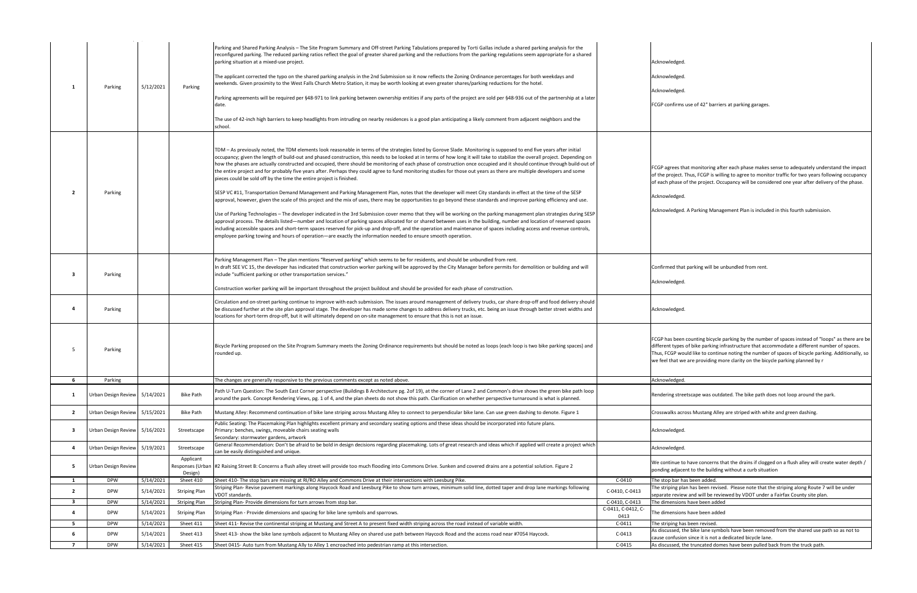| | | | | | | |
|---|---|---|---|---|---|---|
| 1 | Parking | 5/12/2021 | Parking | Parking and Shared Parking Analysis – The Site Program Summary and Off-street Parking Tabulations prepared by Torti Gallas include a shared parking analysis for the reconfigured parking. The reduced parking ratios reflect the goal of greater shared parking and the reductions from the parking regulations seem appropriate for a shared parking situation at a mixed-use project.<br><br>The applicant corrected the typo on the shared parking analysis in the 2nd Submission so it now reflects the Zoning Ordinance percentages for both weekdays and weekends. Given proximity to the West Falls Church Metro Station, it may be worth looking at even greater shares/parking reductions for the hotel.<br><br>Parking agreements will be required per §48-971 to link parking between ownership entities if any parts of the project are sold per §48-936 out of the partnership at a later date.<br><br>The use of 42-inch high barriers to keep headlights from intruding on nearby residences is a good plan anticipating a likely comment from adjacent neighbors and the school. | | Acknowledged.<br><br>Acknowledged.<br><br>Acknowledged.<br><br>FCGP confirms use of 42" barriers at parking garages. |
| 2 | Parking | | | TDM – As previously noted, the TDM elements look reasonable in terms of the strategies listed by Gorove Slade. Monitoring is supposed to end five years after initial occupancy; given the length of build-out and phased construction, this needs to be looked at in terms of how long it will take to stabilize the overall project. Depending on how the phases are actually constructed and occupied, there should be monitoring of each phase of construction once occupied and it should continue through build-out of the entire project and for probably five years after. Perhaps they could agree to fund monitoring studies for those out years as there are multiple developers and some pieces could be sold off by the time the entire project is finished.<br><br>SESP VC #11, Transportation Demand Management and Parking Management Plan, notes that the developer will meet City standards in effect at the time of the SESP approval, however, given the scale of this project and the mix of uses, there may be opportunities to go beyond these standards and improve parking efficiency and use.<br><br>Use of Parking Technologies – The developer indicated in the 3rd Submission cover memo that they will be working on the parking management plan strategies during SESP approval process. The details listed—number and location of parking spaces allocated for or shared between uses in the building, number and location of reserved spaces including accessible spaces and short-term spaces reserved for pick-up and drop-off, and the operation and maintenance of spaces including access and revenue controls, employee parking towing and hours of operation—are exactly the information needed to ensure smooth operation. | | FCGP agrees that monitoring after each phase makes sense to adequately understand the impact of the project. Thus, FCGP is willing to agree to monitor traffic for two years following occupancy of each phase of the project. Occupancy will be considered one year after delivery of the phase.<br><br>Acknowledged.<br><br>Acknowledged. A Parking Management Plan is included in this fourth submission. |
| 3 | Parking | | | Parking Management Plan – The plan mentions "Reserved parking" which seems to be for residents, and should be unbundled from rent.<br>In draft SEE VC 15, the developer has indicated that construction worker parking will be approved by the City Manager before permits for demolition or building and will include "sufficient parking or other transportation services."<br><br>Construction worker parking will be important throughout the project buildout and should be provided for each phase of construction. | | Confirmed that parking will be unbundled from rent.<br><br>Acknowledged. |
| 4 | Parking | | | Circulation and on-street parking continue to improve with each submission. The issues around management of delivery trucks, car share drop-off and food delivery should be discussed further at the site plan approval stage. The developer has made some changes to address delivery trucks, etc. being an issue through better street widths and locations for short-term drop-off, but it will ultimately depend on on-site management to ensure that this is not an issue. | | Acknowledged. |
| 5 | Parking | | | Bicycle Parking proposed on the Site Program Summary meets the Zoning Ordinance requirements but should be noted as loops (each loop is two bike parking spaces) and rounded up. | | FCGP has been counting bicycle parking by the number of spaces instead of "loops" as there are be different types of bike parking infrastructure that accommodate a different number of spaces. Thus, FCGP would like to continue noting the number of spaces of bicycle parking. Additionally, so we feel that we are providing more clarity on the bicycle parking planned by r |
| 6 | Parking | | | The changes are generally responsive to the previous comments except as noted above. | | Acknowledged. |
| 1 | Urban Design Review | 5/14/2021 | Bike Path | Path U-Turn Question: The South East Corner perspective (Buildings B Architecture pg. 2of 19), at the corner of Lane 2 and Commons's drive shows the green bike path loop around the park. Concept Rendering Views, pg. 1 of 4, and the plan sheets do not show this path. Clarification on whether perspective turnaround is what is planned. | | Rendering streetscape was outdated. The bike path does not loop around the park. |
| 2 | Urban Design Review | 5/15/2021 | Bike Path | Mustang Alley: Recommend continuation of bike lane striping across Mustang Alley to connect to perpendicular bike lane. Can use green dashing to denote. Figure 1 | | Crosswalks across Mustang Alley are striped with white and green dashing. |
| 3 | Urban Design Review | 5/16/2021 | Streetscape | Public Seating: The Placemaking Plan highlights excellent primary and secondary seating options and these ideas should be incorporated into future plans.<br>Primary: benches, swings, moveable chairs seating walls<br>Secondary: stormwater gardens, artwork | | Acknowledged. |
| 4 | Urban Design Review | 5/19/2021 | Streetscape | General Recommendation: Don't be afraid to be bold in design decisions regarding placemaking. Lots of great research and ideas which if applied will create a project which can be easily distinguished and unique. | | Acknowledged. |
| 5 | Urban Design Review | | Applicant Responses (Urban Design) | #2 Raising Street B: Concerns a flush alley street will provide too much flooding into Commons Drive. Sunken and covered drains are a potential solution. Figure 2 | | We continue to have concerns that the drains if clogged on a flush alley will create water depth / ponding adjacent to the building without a curb situation |
| 1 | DPW | 5/14/2021 | Sheet 410 | Sheet 410- The stop bars are missing at RI/RO Alley and Commons Drive at their intersections with Leesburg Pike. | C-0410 | The stop bar has been added. |
| 2 | DPW | 5/14/2021 | Striping Plan | Striping Plan- Revise pavement markings along Haycock Road and Leesburg Pike to show turn arrows, minimum solid line, dotted taper and drop lane markings following VDOT standards. | C-0410, C-0413 | The striping plan has been revised. Please note that the striping along Route 7 will be under separate review and will be reviewed by VDOT under a Fairfax County site plan. |
| 3 | DPW | 5/14/2021 | Striping Plan | Striping Plan- Provide dimensions for turn arrows from stop bar. | C-0410, C-0413 | The dimensions have been added |
| 4 | DPW | 5/14/2021 | Striping Plan | Striping Plan - Provide dimensions and spacing for bike lane symbols and sparrows. | C-0411, C-0412, C-0413 | The dimensions have been added |
| 5 | DPW | 5/14/2021 | Sheet 411 | Sheet 411- Revise the continental striping at Mustang and Street A to present fixed width striping across the road instead of variable width. | C-0411 | The striping has been revised. |
| 6 | DPW | 5/14/2021 | Sheet 413 | Sheet 413- show the bike lane symbols adjacent to Mustang Alley on shared use path between Haycock Road and the access road near #7054 Haycock. | C-0413 | As discussed, the bike lane symbols have been removed from the shared use path so as not to cause confusion since it is not a dedicated bicycle lane. |
| 7 | DPW | 5/14/2021 | Sheet 415 | Sheet 0415- Auto turn from Mustang Ally to Alley 1 encroached into pedestrian ramp at this intersection. | C-0415 | As discussed, the truncated domes have been pulled back from the truck path. |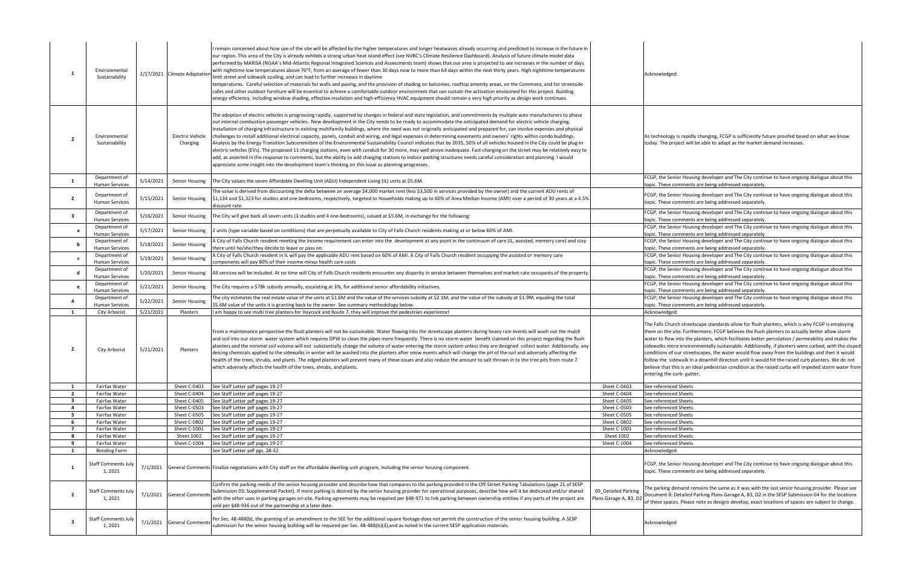| | | | | | | |
|---|---|---|---|---|---|---|
| 1 | Environmental Sustainability | 2/17/2021 | Climate Adaptation | I remain concerned about how use of the site will be affected by the higher temperatures and longer heatwaves already occurring and predicted to increase in the future in our region. This area of the City is already exhibits a strong urban heat island effect (see NVRC's Climate Resilience Dashboard). Analysis of future climate model data performed by MARISA (NOAA's Mid-Atlantic Regional Integrated Sciences and Assessments team) shows that our area is projected to see increases in the number of days with nighttime low temperatures above 70°F, from an average of fewer than 30 days now to more than 64 days within the next thirty years. High nighttime temperatures limit street and sidewalk cooling, and can lead to further increases in daytime temperatures. Careful selection of materials for walls and paving, and the provision of shading on balconies, rooftop amenity areas, on the Commons, and for streetside cafes and other outdoor furniture will be essential to achieve a comfortable outdoor environment that can sustain the activation envisioned for this project. Building energy efficiency, including window shading, effective insulation and high-efficiency HVAC equipment should remain a very high priority as design work continues. | | Acknowledged. |
| 2 | Environmental Sustainability | | Electric Vehicle Charging | The adoption of electric vehicles is progressing rapidly, supported by changes in federal and state legislation, and commitments by multiple auto manufacturers to phase out internal combustion passenger vehicles. New development in the City needs to be ready to accommodate the anticipated demand for electric vehicle charging. Installation of charging infrastructure in existing multifamily buildings, where the need was not originally anticipated and prepared for, can involve expenses and physical challenges to install additional electrical capacity, panels, conduit and wiring, and legal expenses in determining easements and owners' rights within condo buildings. Analysis by the Energy Transition Subcommittee of the Environmental Sustainability Council indicates that by 2035, 50% of all vehicles housed in the City could be plug-in electric vehicles (EVs). The proposed 11 charging stations, even with conduit for 30 more, may well prove inadequate. Fast-charging on the street may be relatively easy to add, as asserted in the response to comments, but the ability to add charging stations to indoor parking structures needs careful consideration and planning. I would appreciate some insight into the development team's thinking on this issue as planning progresses. | | As technology is rapidly changing, FCGP is sufficiently future proofed based on what we know today. The project will be able to adapt as the market demand increases. |
| 1 | Department of Human Services | 5/14/2021 | Senior Housing | The City values the seven Affordable Dwelling Unit (ADU) Independent Living (IL) units at $5.6M. | | FCGP, the Senior Housing developer and The City continue to have ongoing dialogue about this topic. These comments are being addressed separately. |
| 2 | Department of Human Services | 5/15/2021 | Senior Housing | The value is derived from discounting the delta between an average $4,000 market rent (less $3,500 in services provided by the owner) and the current ADU rents of $1,134 and $1,323 for studios and one bedrooms, respectively, targeted to households making up to 60% of Area Median Income (AMI) over a period of 30 years at a 4.5% discount rate. | | FCGP, the Senior Housing developer and The City continue to have ongoing dialogue about this topic. These comments are being addressed separately. |
| 3 | Department of Human Services | 5/16/2021 | Senior Housing | The City will give back all seven units (3 studios and 4 one-bedrooms), valued at $5.6M, in exchange for the following: | | FCGP, the Senior Housing developer and The City continue to have ongoing dialogue about this topic. These comments are being addressed separately. |
| a | Department of Human Services | 5/17/2021 | Senior Housing | 2 units (type variable based on conditions) that are perpetually available to City of Falls Church residents making at or below 60% of AMI. | | FCGP, the Senior Housing developer and The City continue to have ongoing dialogue about this topic. These comments are being addressed separately. |
| b | Department of Human Services | 5/18/2021 | Senior Housing | A City of Falls Church resident meeting the income requirement can enter into the development at any point in the continuum of care (IL, assisted, memory care) and stay there until he/she/they decide to leave or pass on. | | FCGP, the Senior Housing developer and The City continue to have ongoing dialogue about this topic. These comments are being addressed separately. |
| c | Department of Human Services | 5/19/2021 | Senior Housing | A City of Falls Church resident in IL will pay the applicable ADU rent based on 60% of AMI. A City of Falls Church resident occupying the assisted or memory care components will pay 80% of their income minus health care costs | | FCGP, the Senior Housing developer and The City continue to have ongoing dialogue about this topic. These comments are being addressed separately. |
| d | Department of Human Services | 5/20/2021 | Senior Housing | All services will be included. At no time will City of Falls Church residents encounter any disparity in service between themselves and market-rate occupants of the property. | | FCGP, the Senior Housing developer and The City continue to have ongoing dialogue about this topic. These comments are being addressed separately. |
| e | Department of Human Services | 5/21/2021 | Senior Housing | The City requires a $78k subsidy annually, escalating at 3%, for additional senior affordability initiatives. | | FCGP, the Senior Housing developer and The City continue to have ongoing dialogue about this topic. These comments are being addressed separately. |
| 4 | Department of Human Services | 5/22/2021 | Senior Housing | The city estimates the real estate value of the units at $1.6M and the value of the services subsidy at $2.1M, and the value of the subsidy at $1.9M, equaling the total $5.6M value of the units it is granting back to the owner. See summary methodology below. | | FCGP, the Senior Housing developer and The City continue to have ongoing dialogue about this topic. These comments are being addressed separately. |
| 1 | City Arborist | 5/21/2021 | Planters | I am happy to see multi tree planters for Haycock and Route 7, they will improve the pedestrian experience! | | Acknowledged. |
| 2 | City Arborist | 5/21/2021 | Planters | From a maintenance perspective the flush planters will not be sustainable. Water flowing into the streetscape planters during heavy rain events will wash out the mulch and soil into our storm water system which requires DPW to clean the pipes more frequently. There is no storm water benefit claimed on this project regarding the flush planters and the minimal soil volume will not substantially change the volume of water entering the storm system unless they are designed collect water. Additionally, any deicing chemicals applied to the sidewalks in winter will be washed into the planters after snow events which will change the pH of the soil and adversely affecting the health of the trees, shrubs, and plants. The edged planters will prevent many of these issues and also reduce the amount to salt thrown in to the tree pits from route 7 which adversely affects the health of the trees, shrubs, and plants. | | The Falls Church streetscape standards allow for flush planters, which is why FCGP is employing them on the site. Furthermore, FCGP believes the flush planters to actually better allow storm water to flow into the planters, which facilitates better percolation / permeability and makes the sidewalks more environmentally sustainable. Additionally, if planters were curbed, with the sloped conditions of our streetscapes, the water would flow away from the buildings and then it would follow the sidewalk in a downhill direction until it would hit the raised curb planters. We do not believe that this is an ideal pedestrian condition as the raised curbs will impeded storm water from entering the curb- gutter. |
| 1 | Fairfax Water | | Sheet C-0403 | See Staff Letter pdf pages 19-27 | Sheet C-0403 | See referenced Sheets |
| 2 | Fairfax Water | | Sheet C-0404 | See Staff Letter pdf pages 19-27 | Sheet C-0404 | See referenced Sheets |
| 3 | Fairfax Water | | Sheet C-0405 | See Staff Letter pdf pages 19-27 | Sheet C-0405 | See referenced Sheets |
| 4 | Fairfax Water | | Sheet C-0503 | See Staff Letter pdf pages 19-27 | Sheet C-0503 | See referenced Sheets |
| 5 | Fairfax Water | | Sheet C-0505 | See Staff Letter pdf pages 19-27 | Sheet C-0505 | See referenced Sheets |
| 6 | Fairfax Water | | Sheet C-0802 | See Staff Letter pdf pages 19-27 | Sheet C-0802 | See referenced Sheets |
| 7 | Fairfax Water | | Sheet C-1001 | See Staff Letter pdf pages 19-27 | Sheet C-1001 | See referenced Sheets |
| 8 | Fairfax Water | | Sheet 1002 | See Staff Letter pdf pages 19-27 | Sheet 1002 | See referenced Sheets |
| 9 | Fairfax Water | | Sheet C-1004 | See Staff Letter pdf pages 19-27 | Sheet C-1004 | See referenced Sheets |
| 1 | Bonding Form | | | See Staff Letter pdf pgs. 28-32 | | Acknowledged. |
| 1 | Staff Comments July 1, 2021 | 7/1/2021 | General Comments | Finalize negotiations with City staff on the affordable dwelling unit program, including the senior housing component. | | FCGP, the Senior Housing developer and The City continue to have ongoing dialogue about this topic. These comments are being addressed separately. |
| 2 | Staff Comments July 1, 2021 | 7/1/2021 | General Comments | Confirm the parking needs of the senior housing provider and describe how that compares to the parking provided in the Off-Street Parking Tabulations (page 21 of SESP Submission 03: Supplemental Packet). If more parking is desired by the senior housing provider for operational purposes, describe how will it be dedicated and/or shared with the other uses in parking garages on-site. Parking agreements may be required per §48-971 to link parking between ownership entities if any parts of the project are sold per §48-936 out of the partnership at a later date. | 09_Detailed Parking Plans Garage A, B3, D2 | The parking demand remains the same as it was with the last senior housing provider. Please see Document 8: Detailed Parking Plans Garage A, B3, D2 in the SESP Submission 04 for the locations of these spaces. Please note as designs develop, exact locations of spaces are subject to change. |
| 3 | Staff Comments July 1, 2021 | 7/1/2021 | General Comments | Per Sec. 48-488(b), the granting of an amendment to the SEE for the additional square footage does not permit the construction of the senior housing building. A SESP submission for the senior housing building will be required per Sec. 48-488(b)(3),and as noted in the current SESP application materials. | | Acknowledged |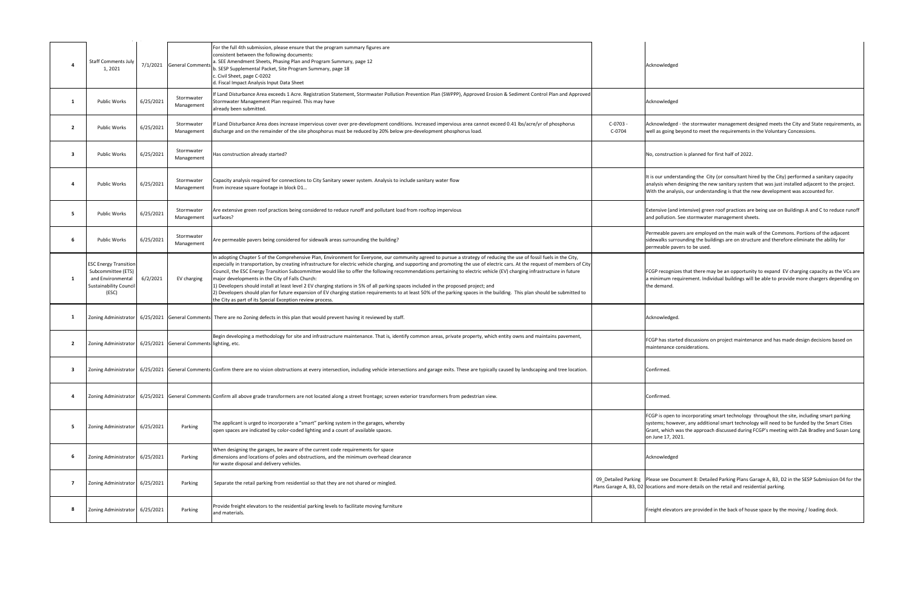| | | | | | | |
|---|---|---|---|---|---|---|
| 4 | Staff Comments July 1, 2021 | 7/1/2021 | General Comments | For the full 4th submission, please ensure that the program summary figures are consistent between the following documents:<br>a. SEE Amendment Sheets, Phasing Plan and Program Summary, page 12<br>b. SESP Supplemental Packet, Site Program Summary, page 18<br>c. Civil Sheet, page C-0202<br>d. Fiscal Impact Analysis Input Data Sheet | | Acknowledged |
| 1 | Public Works | 6/25/2021 | Stormwater Management | If Land Disturbance Area exceeds 1 Acre. Registration Statement, Stormwater Pollution Prevention Plan (SWPPP), Approved Erosion & Sediment Control Plan and Approved Stormwater Management Plan required. This may have already been submitted. | | Acknowledged |
| 2 | Public Works | 6/25/2021 | Stormwater Management | If Land Disturbance Area does increase impervious cover over pre-development conditions. Increased impervious area cannot exceed 0.41 lbs/acre/yr of phosphorus discharge and on the remainder of the site phosphorus must be reduced by 20% below pre-development phosphorus load. | C-0703 - C-0704 | Acknowledged - the stormwater management designed meets the City and State requirements, as well as going beyond to meet the requirements in the Voluntary Concessions. |
| 3 | Public Works | 6/25/2021 | Stormwater Management | Has construction already started? | | No, construction is planned for first half of 2022. |
| 4 | Public Works | 6/25/2021 | Stormwater Management | Capacity analysis required for connections to City Sanitary sewer system. Analysis to include sanitary water flow from increase square footage in block D1... | | It is our understanding the City (or consultant hired by the City) performed a sanitary capacity analysis when designing the new sanitary system that was just installed adjacent to the project. With the analysis, our understanding is that the new development was accounted for. |
| 5 | Public Works | 6/25/2021 | Stormwater Management | Are extensive green roof practices being considered to reduce runoff and pollutant load from rooftop impervious surfaces? | | Extensive (and intensive) green roof practices are being use on Buildings A and C to reduce runoff and pollution. See stormwater management sheets. |
| 6 | Public Works | 6/25/2021 | Stormwater Management | Are permeable pavers being considered for sidewalk areas surrounding the building? | | Permeable pavers are employed on the main walk of the Commons. Portions of the adjacent sidewalks surrounding the buildings are on structure and therefore eliminate the ability for permeable pavers to be used. |
| 1 | ESC Energy Transition Subcommittee (ETS) and Environmental Sustainability Council (ESC) | 6/2/2021 | EV charging | In adopting Chapter 5 of the Comprehensive Plan, Environment for Everyone, our community agreed to pursue a strategy of reducing the use of fossil fuels in the City, especially in transportation, by creating infrastructure for electric vehicle charging, and supporting and promoting the use of electric cars. At the request of members of City Council, the ESC Energy Transition Subcommittee would like to offer the following recommendations pertaining to electric vehicle (EV) charging infrastructure in future major developments in the City of Falls Church:<br>1) Developers should install at least level 2 EV charging stations in 5% of all parking spaces included in the proposed project; and<br>2) Developers should plan for future expansion of EV charging station requirements to at least 50% of the parking spaces in the building. This plan should be submitted to the City as part of its Special Exception review process. | | FCGP recognizes that there may be an opportunity to expand EV charging capacity as the VCs are a minimum requirement. Individual buildings will be able to provide more chargers depending on the demand. |
| 1 | Zoning Administrator | 6/25/2021 | General Comments | There are no Zoning defects in this plan that would prevent having it reviewed by staff. | | Acknowledged. |
| 2 | Zoning Administrator | 6/25/2021 | General Comments | Begin developing a methodology for site and infrastructure maintenance. That is, identify common areas, private property, which entity owns and maintains pavement, lighting, etc. | | FCGP has started discussions on project maintenance and has made design decisions based on maintenance considerations. |
| 3 | Zoning Administrator | 6/25/2021 | General Comments | Confirm there are no vision obstructions at every intersection, including vehicle intersections and garage exits. These are typically caused by landscaping and tree location. | | Confirmed. |
| 4 | Zoning Administrator | 6/25/2021 | General Comments | Confirm all above grade transformers are not located along a street frontage; screen exterior transformers from pedestrian view. | | Confirmed. |
| 5 | Zoning Administrator | 6/25/2021 | Parking | The applicant is urged to incorporate a "smart" parking system in the garages, whereby open spaces are indicated by color-coded lighting and a count of available spaces. | | FCGP is open to incorporating smart technology throughout the site, including smart parking systems; however, any additional smart technology will need to be funded by the Smart Cities Grant, which was the approach discussed during FCGP's meeting with Zak Bradley and Susan Long on June 17, 2021. |
| 6 | Zoning Administrator | 6/25/2021 | Parking | When designing the garages, be aware of the current code requirements for space dimensions and locations of poles and obstructions, and the minimum overhead clearance for waste disposal and delivery vehicles. | | Acknowledged |
| 7 | Zoning Administrator | 6/25/2021 | Parking | Separate the retail parking from residential so that they are not shared or mingled. | 09_Detailed Parking Plans Garage A, B3, D2 | Please see Document 8: Detailed Parking Plans Garage A, B3, D2 in the SESP Submission 04 for the locations and more details on the retail and residential parking. |
| 8 | Zoning Administrator | 6/25/2021 | Parking | Provide freight elevators to the residential parking levels to facilitate moving furniture and materials. | | Freight elevators are provided in the back of house space by the moving / loading dock. |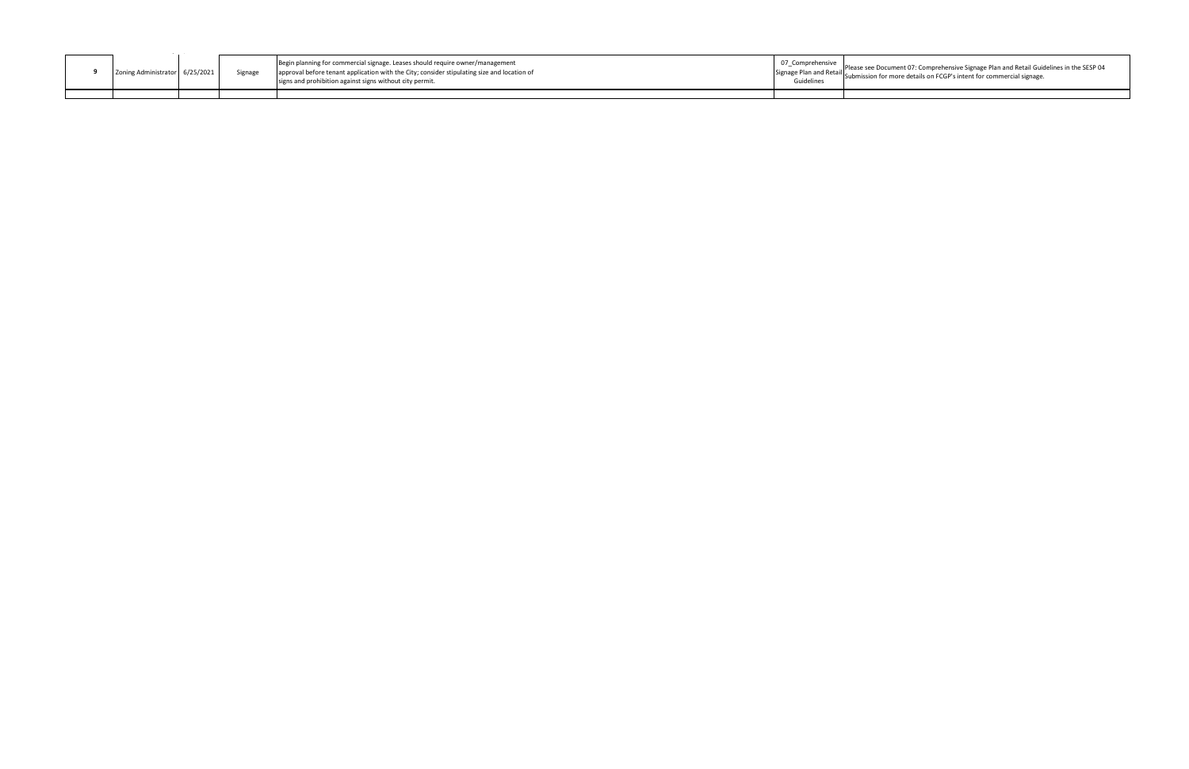| | | | | | | |
|---|---|---|---|---|---|---|
| 9 | Zoning Administrator | 6/25/2021 | Signage | Begin planning for commercial signage. Leases should require owner/management approval before tenant application with the City; consider stipulating size and location of signs and prohibition against signs without city permit. | 07_Comprehensive Signage Plan and Retail Guidelines | Please see Document 07: Comprehensive Signage Plan and Retail Guidelines in the SESP 04 Submission for more details on FCGP's intent for commercial signage. |
| | | | | | | |